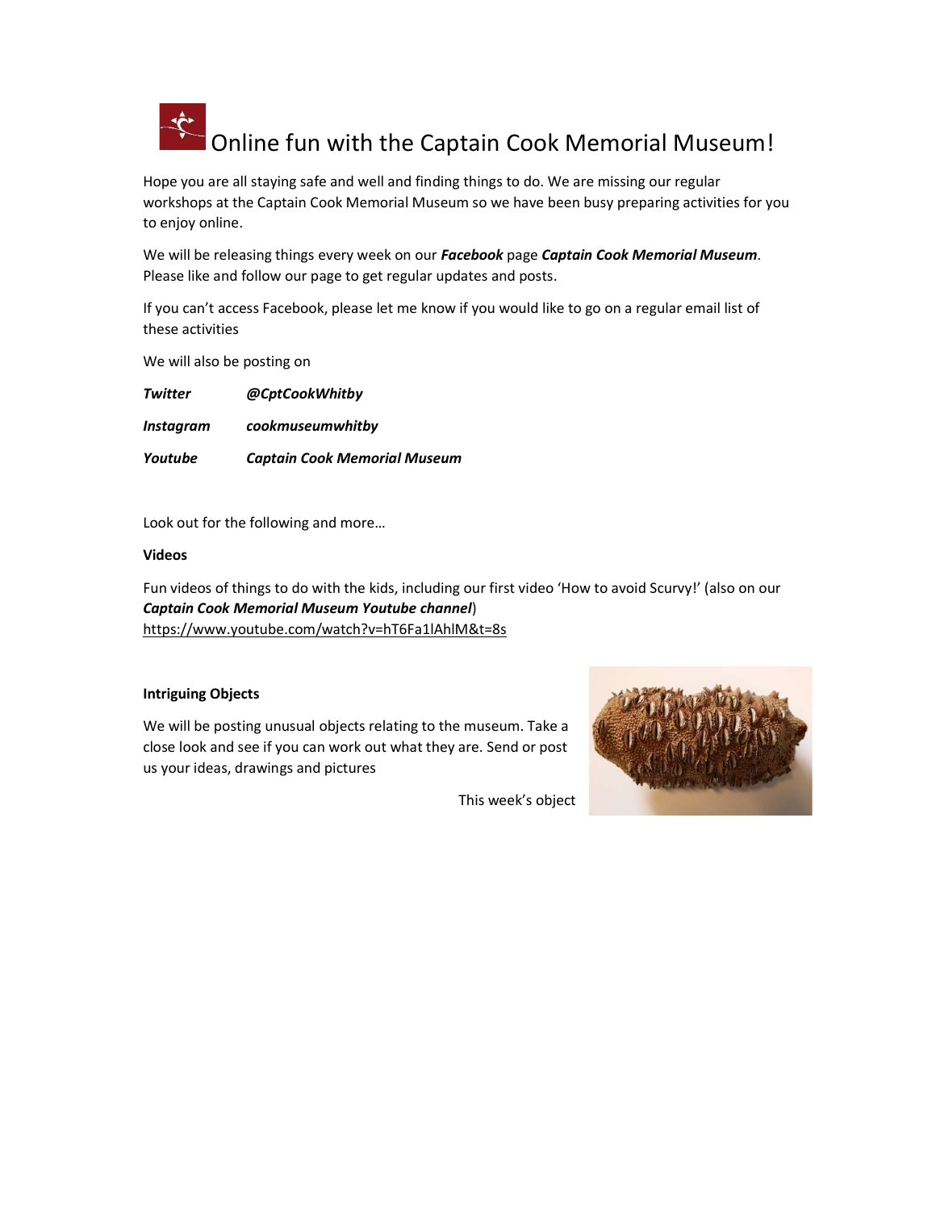# Online fun with the Captain Cook Memorial Museum!

Hope you are all staying safe and well and finding things to do. We are missing our regular workshops at the Captain Cook Memorial Museum so we have been busy preparing activities for you to enjoy online.

We will be releasing things every week on our ***Facebook*** page ***Captain Cook Memorial Museum***. Please like and follow our page to get regular updates and posts.

If you can't access Facebook, please let me know if you would like to go on a regular email list of these activities

We will also be posting on

| | |
|---|---|
| ***Twitter*** | ***@CptCookWhitby*** |
| ***Instagram*** | ***cookmuseumwhitby*** |
| ***Youtube*** | ***Captain Cook Memorial Museum*** |

Look out for the following and more…

**Videos**

Fun videos of things to do with the kids, including our first video 'How to avoid Scurvy!' (also on our ***Captain Cook Memorial Museum Youtube channel***)
https://www.youtube.com/watch?v=hT6Fa1lAhlM&t=8s

**Intriguing Objects**

We will be posting unusual objects relating to the museum. Take a close look and see if you can work out what they are. Send or post us your ideas, drawings and pictures

This week's object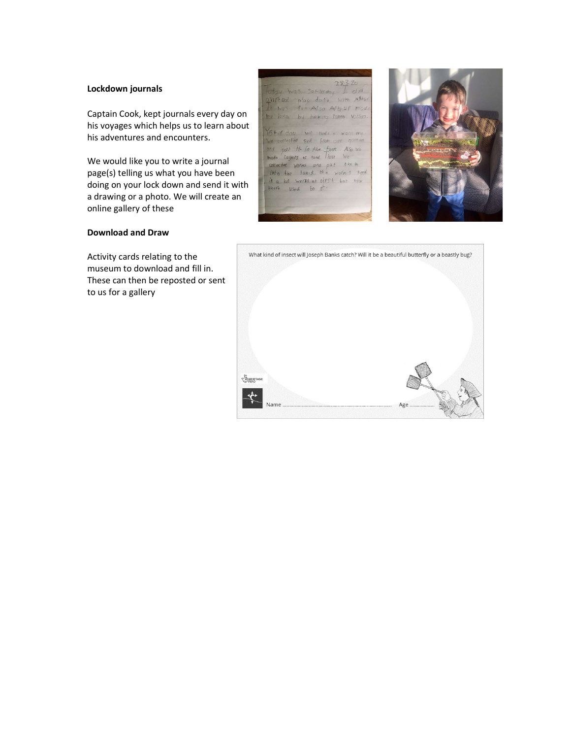**Lockdown journals**

Captain Cook, kept journals every day on his voyages which helps us to learn about his adventures and encounters.

We would like you to write a journal page(s) telling us what you have been doing on your lock down and send it with a drawing or a photo. We will create an online gallery of these

**Download and Draw**

Activity cards relating to the museum to download and fill in. These can then be reposted or sent to us for a gallery